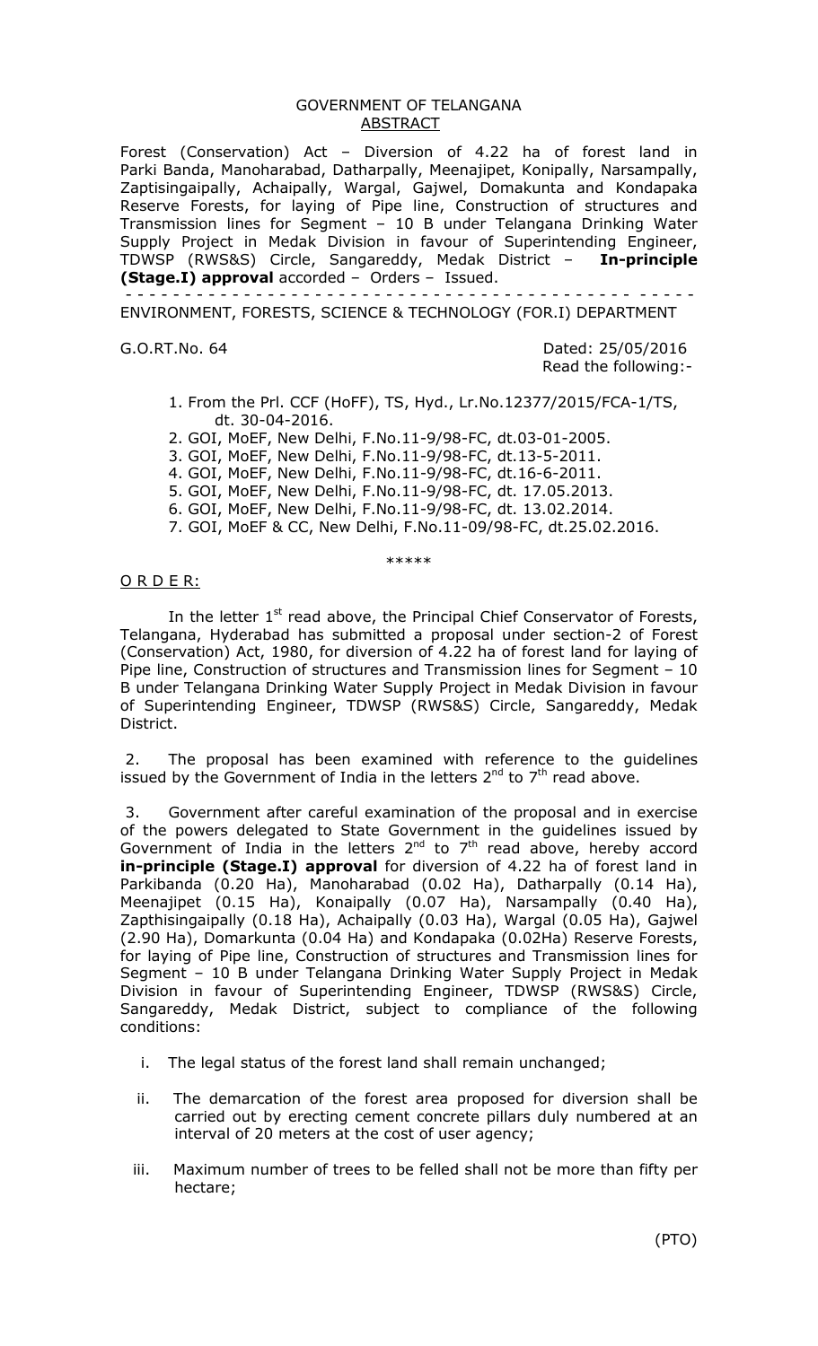GOVERNMENT OF TELANGANA
ABSTRACT

Forest (Conservation) Act – Diversion of 4.22 ha of forest land in Parki Banda, Manoharabad, Datharpally, Meenajipet, Konipally, Narsampally, Zaptisingaipally, Achaipally, Wargal, Gajwel, Domakunta and Kondapaka Reserve Forests, for laying of Pipe line, Construction of structures and Transmission lines for Segment – 10 B under Telangana Drinking Water Supply Project in Medak Division in favour of Superintending Engineer, TDWSP (RWS&S) Circle, Sangareddy, Medak District – **In-principle (Stage.I) approval** accorded – Orders – Issued.

- - - - - - - - - - - - - - - - - - - - - - - - - - - - - - - - - - - - - - - - - - - - - - - - - -

ENVIRONMENT, FORESTS, SCIENCE & TECHNOLOGY (FOR.I) DEPARTMENT

G.O.RT.No. 64 Dated: 25/05/2016

Read the following:-

1. From the Prl. CCF (HoFF), TS, Hyd., Lr.No.12377/2015/FCA-1/TS, dt. 30-04-2016.
2. GOI, MoEF, New Delhi, F.No.11-9/98-FC, dt.03-01-2005.
3. GOI, MoEF, New Delhi, F.No.11-9/98-FC, dt.13-5-2011.
4. GOI, MoEF, New Delhi, F.No.11-9/98-FC, dt.16-6-2011.
5. GOI, MoEF, New Delhi, F.No.11-9/98-FC, dt. 17.05.2013.
6. GOI, MoEF, New Delhi, F.No.11-9/98-FC, dt. 13.02.2014.
7. GOI, MoEF & CC, New Delhi, F.No.11-09/98-FC, dt.25.02.2016.

\*\*\*\*\*

O R D E R:

In the letter 1st read above, the Principal Chief Conservator of Forests, Telangana, Hyderabad has submitted a proposal under section-2 of Forest (Conservation) Act, 1980, for diversion of 4.22 ha of forest land for laying of Pipe line, Construction of structures and Transmission lines for Segment – 10 B under Telangana Drinking Water Supply Project in Medak Division in favour of Superintending Engineer, TDWSP (RWS&S) Circle, Sangareddy, Medak District.

2. The proposal has been examined with reference to the guidelines issued by the Government of India in the letters 2nd to 7th read above.

3. Government after careful examination of the proposal and in exercise of the powers delegated to State Government in the guidelines issued by Government of India in the letters 2nd to 7th read above, hereby accord **in-principle (Stage.I) approval** for diversion of 4.22 ha of forest land in Parkibanda (0.20 Ha), Manoharabad (0.02 Ha), Datharpally (0.14 Ha), Meenajipet (0.15 Ha), Konaipally (0.07 Ha), Narsampally (0.40 Ha), Zapthisingaipally (0.18 Ha), Achaipally (0.03 Ha), Wargal (0.05 Ha), Gajwel (2.90 Ha), Domarkunta (0.04 Ha) and Kondapaka (0.02Ha) Reserve Forests, for laying of Pipe line, Construction of structures and Transmission lines for Segment – 10 B under Telangana Drinking Water Supply Project in Medak Division in favour of Superintending Engineer, TDWSP (RWS&S) Circle, Sangareddy, Medak District, subject to compliance of the following conditions:

i. The legal status of the forest land shall remain unchanged;

ii. The demarcation of the forest area proposed for diversion shall be carried out by erecting cement concrete pillars duly numbered at an interval of 20 meters at the cost of user agency;

iii. Maximum number of trees to be felled shall not be more than fifty per hectare;

(PTO)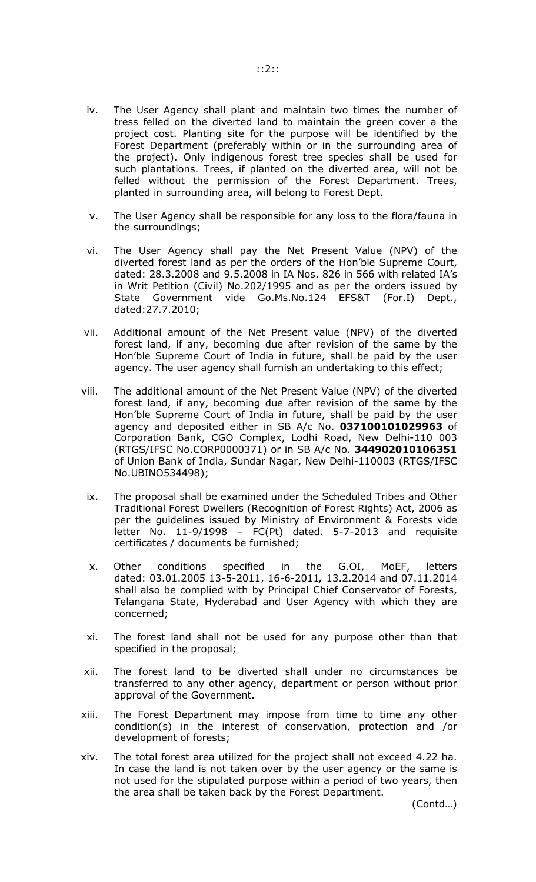iv. The User Agency shall plant and maintain two times the number of tress felled on the diverted land to maintain the green cover a the project cost. Planting site for the purpose will be identified by the Forest Department (preferably within or in the surrounding area of the project). Only indigenous forest tree species shall be used for such plantations. Trees, if planted on the diverted area, will not be felled without the permission of the Forest Department. Trees, planted in surrounding area, will belong to Forest Dept.

v. The User Agency shall be responsible for any loss to the flora/fauna in the surroundings;

vi. The User Agency shall pay the Net Present Value (NPV) of the diverted forest land as per the orders of the Hon'ble Supreme Court, dated: 28.3.2008 and 9.5.2008 in IA Nos. 826 in 566 with related IA's in Writ Petition (Civil) No.202/1995 and as per the orders issued by State Government vide Go.Ms.No.124 EFS&T (For.I) Dept., dated:27.7.2010;

vii. Additional amount of the Net Present value (NPV) of the diverted forest land, if any, becoming due after revision of the same by the Hon'ble Supreme Court of India in future, shall be paid by the user agency. The user agency shall furnish an undertaking to this effect;

viii. The additional amount of the Net Present Value (NPV) of the diverted forest land, if any, becoming due after revision of the same by the Hon'ble Supreme Court of India in future, shall be paid by the user agency and deposited either in SB A/c No. **037100101029963** of Corporation Bank, CGO Complex, Lodhi Road, New Delhi-110 003 (RTGS/IFSC No.CORP0000371) or in SB A/c No. **344902010106351** of Union Bank of India, Sundar Nagar, New Delhi-110003 (RTGS/IFSC No.UBINO534498);

ix. The proposal shall be examined under the Scheduled Tribes and Other Traditional Forest Dwellers (Recognition of Forest Rights) Act, 2006 as per the guidelines issued by Ministry of Environment & Forests vide letter No. 11-9/1998 – FC(Pt) dated. 5-7-2013 and requisite certificates / documents be furnished;

x. Other conditions specified in the G.OI, MoEF, letters dated: 03.01.2005 13-5-2011, 16-6-2011*,* 13.2.2014 and 07.11.2014 shall also be complied with by Principal Chief Conservator of Forests, Telangana State, Hyderabad and User Agency with which they are concerned;

xi. The forest land shall not be used for any purpose other than that specified in the proposal;

xii. The forest land to be diverted shall under no circumstances be transferred to any other agency, department or person without prior approval of the Government.

xiii. The Forest Department may impose from time to time any other condition(s) in the interest of conservation, protection and /or development of forests;

xiv. The total forest area utilized for the project shall not exceed 4.22 ha. In case the land is not taken over by the user agency or the same is not used for the stipulated purpose within a period of two years, then the area shall be taken back by the Forest Department.

(Contd…)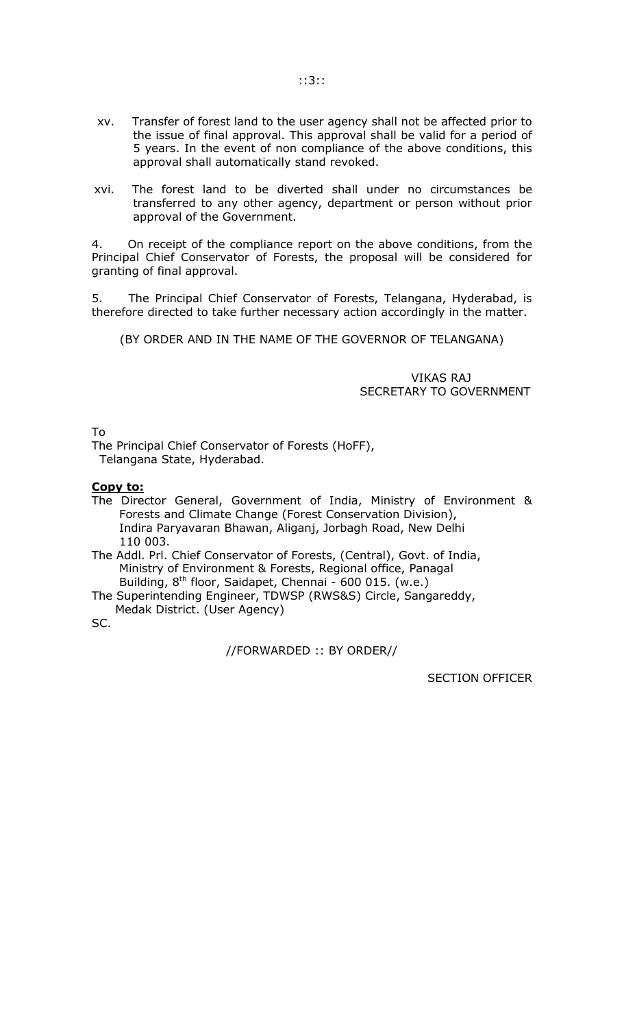xv. Transfer of forest land to the user agency shall not be affected prior to the issue of final approval. This approval shall be valid for a period of 5 years. In the event of non compliance of the above conditions, this approval shall automatically stand revoked.

xvi. The forest land to be diverted shall under no circumstances be transferred to any other agency, department or person without prior approval of the Government.

4. On receipt of the compliance report on the above conditions, from the Principal Chief Conservator of Forests, the proposal will be considered for granting of final approval.

5. The Principal Chief Conservator of Forests, Telangana, Hyderabad, is therefore directed to take further necessary action accordingly in the matter.

(BY ORDER AND IN THE NAME OF THE GOVERNOR OF TELANGANA)

VIKAS RAJ
SECRETARY TO GOVERNMENT

To
The Principal Chief Conservator of Forests (HoFF),
Telangana State, Hyderabad.

**Copy to:**
The Director General, Government of India, Ministry of Environment & Forests and Climate Change (Forest Conservation Division), Indira Paryavaran Bhawan, Aliganj, Jorbagh Road, New Delhi 110 003.
The Addl. Prl. Chief Conservator of Forests, (Central), Govt. of India, Ministry of Environment & Forests, Regional office, Panagal Building, 8th floor, Saidapet, Chennai - 600 015. (w.e.)
The Superintending Engineer, TDWSP (RWS&S) Circle, Sangareddy, Medak District. (User Agency)
SC.

//FORWARDED :: BY ORDER//

SECTION OFFICER